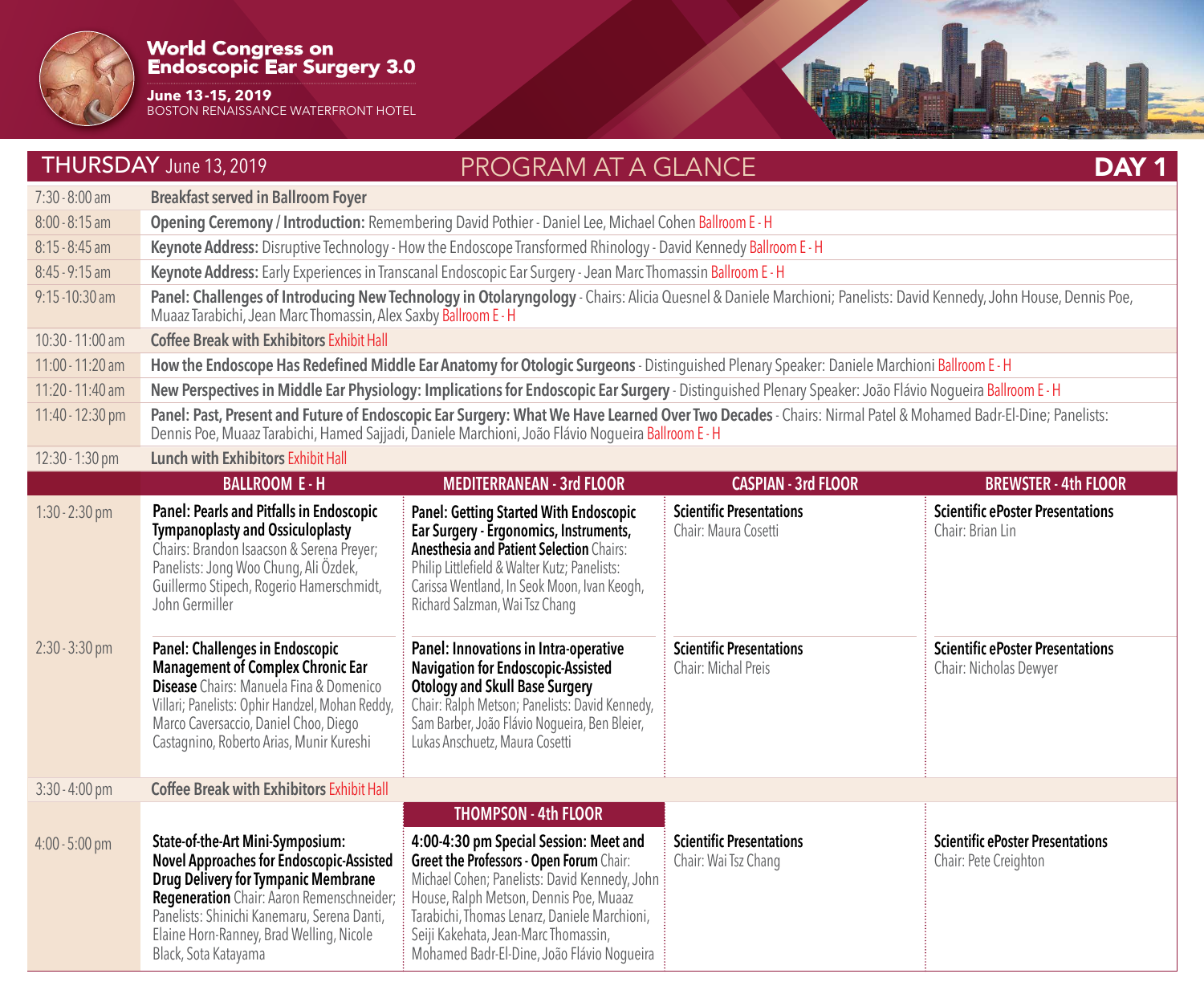# World Congress on Endoscopic Ear Surgery 3.0

**June 13-15, 2019**
BOSTON RENAISSANCE WATERFRONT HOTEL

## THURSDAY June 13, 2019 — PROGRAM AT A GLANCE — DAY 1

| Time | Session |
|---|---|
| 7:30 - 8:00 am | **Breakfast served in Ballroom Foyer** |
| 8:00 - 8:15 am | **Opening Ceremony / Introduction:** Remembering David Pothier - Daniel Lee, Michael Cohen Ballroom E - H |
| 8:15 - 8:45 am | **Keynote Address:** Disruptive Technology - How the Endoscope Transformed Rhinology - David Kennedy Ballroom E - H |
| 8:45 - 9:15 am | **Keynote Address:** Early Experiences in Transcanal Endoscopic Ear Surgery - Jean Marc Thomassin Ballroom E - H |
| 9:15 -10:30 am | **Panel: Challenges of Introducing New Technology in Otolaryngology** - Chairs: Alicia Quesnel & Daniele Marchioni; Panelists: David Kennedy, John House, Dennis Poe, Muaaz Tarabichi, Jean Marc Thomassin, Alex Saxby Ballroom E - H |
| 10:30 - 11:00 am | **Coffee Break with Exhibitors** Exhibit Hall |
| 11:00 - 11:20 am | **How the Endoscope Has Redefined Middle Ear Anatomy for Otologic Surgeons** - Distinguished Plenary Speaker: Daniele Marchioni Ballroom E - H |
| 11:20 - 11:40 am | **New Perspectives in Middle Ear Physiology: Implications for Endoscopic Ear Surgery** - Distinguished Plenary Speaker: João Flávio Nogueira Ballroom E - H |
| 11:40 - 12:30 pm | **Panel: Past, Present and Future of Endoscopic Ear Surgery: What We Have Learned Over Two Decades** - Chairs: Nirmal Patel & Mohamed Badr-El-Dine; Panelists: Dennis Poe, Muaaz Tarabichi, Hamed Sajjadi, Daniele Marchioni, João Flávio Nogueira Ballroom E - H |
| 12:30 - 1:30 pm | **Lunch with Exhibitors** Exhibit Hall |

| Time | BALLROOM E - H | MEDITERRANEAN - 3rd FLOOR | CASPIAN - 3rd FLOOR | BREWSTER - 4th FLOOR |
|---|---|---|---|---|
| 1:30 - 2:30 pm | **Panel: Pearls and Pitfalls in Endoscopic Tympanoplasty and Ossiculoplasty** Chairs: Brandon Isaacson & Serena Preyer; Panelists: Jong Woo Chung, Ali Özdek, Guillermo Stipech, Rogerio Hamerschmidt, John Germiller | **Panel: Getting Started With Endoscopic Ear Surgery - Ergonomics, Instruments, Anesthesia and Patient Selection** Chairs: Philip Littlefield & Walter Kutz; Panelists: Carissa Wentland, In Seok Moon, Ivan Keogh, Richard Salzman, Wai Tsz Chang | **Scientific Presentations** Chair: Maura Cosetti | **Scientific ePoster Presentations** Chair: Brian Lin |
| 2:30 - 3:30 pm | **Panel: Challenges in Endoscopic Management of Complex Chronic Ear Disease** Chairs: Manuela Fina & Domenico Villari; Panelists: Ophir Handzel, Mohan Reddy, Marco Caversaccio, Daniel Choo, Diego Castagnino, Roberto Arias, Munir Kureshi | **Panel: Innovations in Intra-operative Navigation for Endoscopic-Assisted Otology and Skull Base Surgery** Chair: Ralph Metson; Panelists: David Kennedy, Sam Barber, João Flávio Nogueira, Ben Bleier, Lukas Anschuetz, Maura Cosetti | **Scientific Presentations** Chair: Michal Preis | **Scientific ePoster Presentations** Chair: Nicholas Dewyer |
| 3:30 - 4:00 pm | **Coffee Break with Exhibitors** Exhibit Hall | | | |
| | | **THOMPSON - 4th FLOOR** | | |
| 4:00 - 5:00 pm | **State-of-the-Art Mini-Symposium: Novel Approaches for Endoscopic-Assisted Drug Delivery for Tympanic Membrane Regeneration** Chair: Aaron Remenschneider; Panelists: Shinichi Kanemaru, Serena Danti, Elaine Horn-Ranney, Brad Welling, Nicole Black, Sota Katayama | **4:00-4:30 pm Special Session: Meet and Greet the Professors - Open Forum** Chair: Michael Cohen; Panelists: David Kennedy, John House, Ralph Metson, Dennis Poe, Muaaz Tarabichi, Thomas Lenarz, Daniele Marchioni, Seiji Kakehata, Jean-Marc Thomassin, Mohamed Badr-El-Dine, João Flávio Nogueira | **Scientific Presentations** Chair: Wai Tsz Chang | **Scientific ePoster Presentations** Chair: Pete Creighton |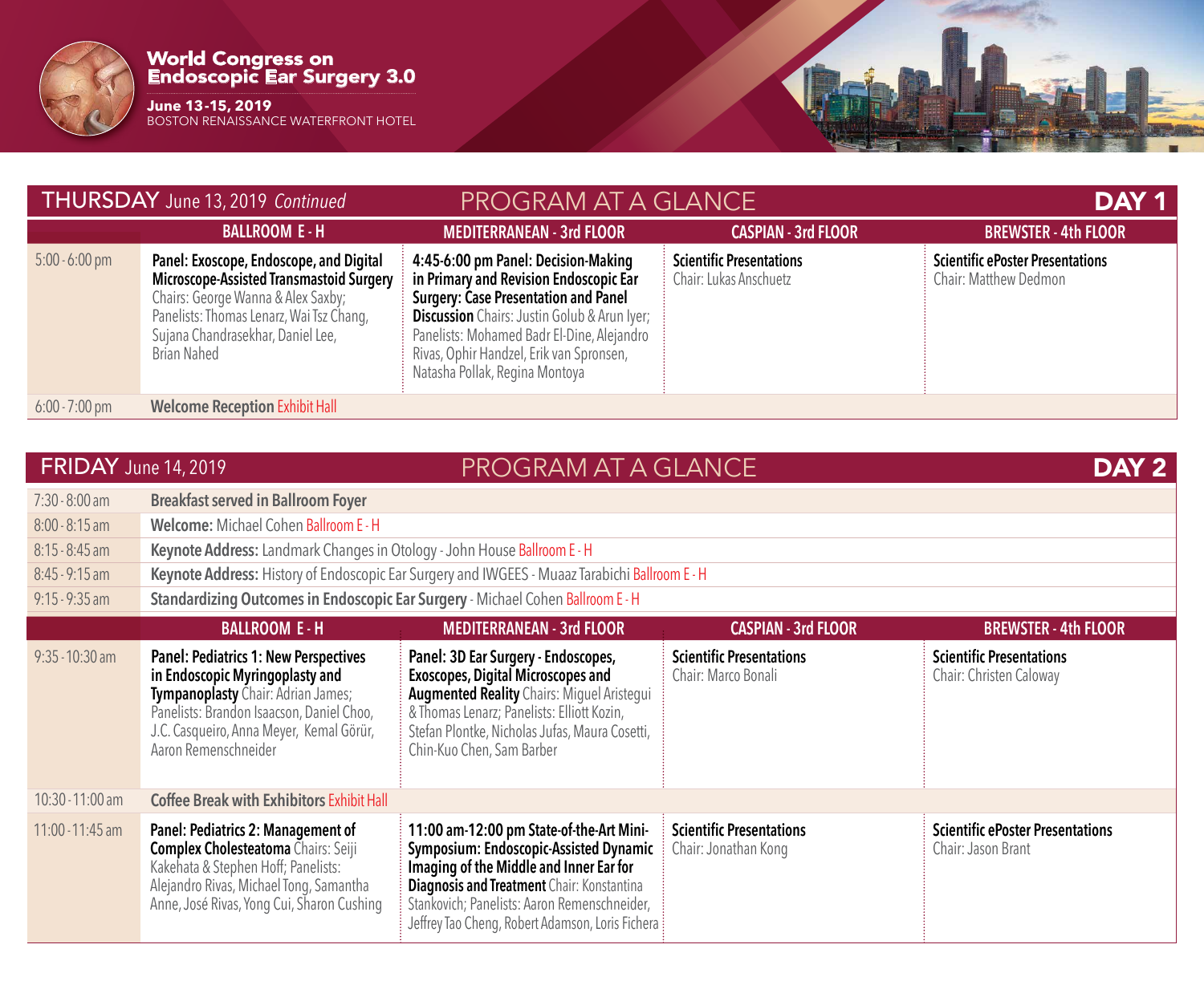**World Congress on Endoscopic Ear Surgery 3.0**

**June 13-15, 2019**
BOSTON RENAISSANCE WATERFRONT HOTEL

## THURSDAY June 13, 2019 *Continued* — PROGRAM AT A GLANCE — DAY 1

| | BALLROOM E - H | MEDITERRANEAN - 3rd FLOOR | CASPIAN - 3rd FLOOR | BREWSTER - 4th FLOOR |
|---|---|---|---|---|
| 5:00 - 6:00 pm | **Panel: Exoscope, Endoscope, and Digital Microscope-Assisted Transmastoid Surgery** Chairs: George Wanna & Alex Saxby; Panelists: Thomas Lenarz, Wai Tsz Chang, Sujana Chandrasekhar, Daniel Lee, Brian Nahed | **4:45-6:00 pm Panel: Decision-Making in Primary and Revision Endoscopic Ear Surgery: Case Presentation and Panel Discussion** Chairs: Justin Golub & Arun Iyer; Panelists: Mohamed Badr El-Dine, Alejandro Rivas, Ophir Handzel, Erik van Spronsen, Natasha Pollak, Regina Montoya | **Scientific Presentations** Chair: Lukas Anschuetz | **Scientific ePoster Presentations** Chair: Matthew Dedmon |
| 6:00 - 7:00 pm | **Welcome Reception** Exhibit Hall | | | |

## FRIDAY June 14, 2019 — PROGRAM AT A GLANCE — DAY 2

| | |
|---|---|
| 7:30 - 8:00 am | **Breakfast served in Ballroom Foyer** |
| 8:00 - 8:15 am | **Welcome:** Michael Cohen Ballroom E - H |
| 8:15 - 8:45 am | **Keynote Address:** Landmark Changes in Otology - John House Ballroom E - H |
| 8:45 - 9:15 am | **Keynote Address:** History of Endoscopic Ear Surgery and IWGEES - Muaaz Tarabichi Ballroom E - H |
| 9:15 - 9:35 am | **Standardizing Outcomes in Endoscopic Ear Surgery** - Michael Cohen Ballroom E - H |

| | BALLROOM E - H | MEDITERRANEAN - 3rd FLOOR | CASPIAN - 3rd FLOOR | BREWSTER - 4th FLOOR |
|---|---|---|---|---|
| 9:35 - 10:30 am | **Panel: Pediatrics 1: New Perspectives in Endoscopic Myringoplasty and Tympanoplasty** Chair: Adrian James; Panelists: Brandon Isaacson, Daniel Choo, J.C. Casqueiro, Anna Meyer, Kemal Görür, Aaron Remenschneider | **Panel: 3D Ear Surgery - Endoscopes, Exoscopes, Digital Microscopes and Augmented Reality** Chairs: Miguel Aristegui & Thomas Lenarz; Panelists: Elliott Kozin, Stefan Plontke, Nicholas Jufas, Maura Cosetti, Chin-Kuo Chen, Sam Barber | **Scientific Presentations** Chair: Marco Bonali | **Scientific Presentations** Chair: Christen Caloway |
| 10:30 - 11:00 am | **Coffee Break with Exhibitors** Exhibit Hall | | | |
| 11:00 - 11:45 am | **Panel: Pediatrics 2: Management of Complex Cholesteatoma** Chairs: Seiji Kakehata & Stephen Hoff; Panelists: Alejandro Rivas, Michael Tong, Samantha Anne, José Rivas, Yong Cui, Sharon Cushing | **11:00 am-12:00 pm State-of-the-Art Mini-Symposium: Endoscopic-Assisted Dynamic Imaging of the Middle and Inner Ear for Diagnosis and Treatment** Chair: Konstantina Stankovich; Panelists: Aaron Remenschneider, Jeffrey Tao Cheng, Robert Adamson, Loris Fichera | **Scientific Presentations** Chair: Jonathan Kong | **Scientific ePoster Presentations** Chair: Jason Brant |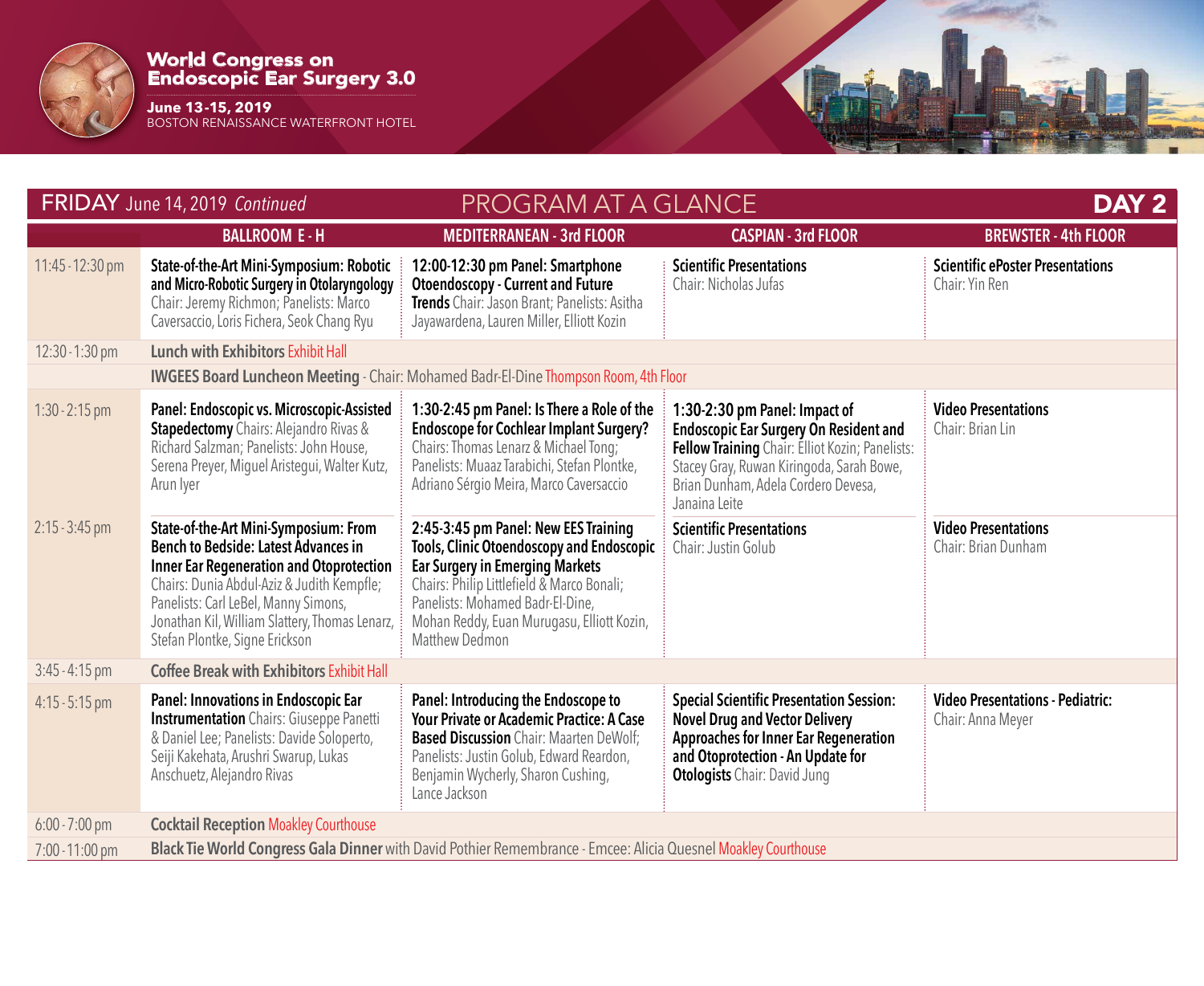**World Congress on Endoscopic Ear Surgery 3.0**
**June 13-15, 2019**
BOSTON RENAISSANCE WATERFRONT HOTEL

## FRIDAY June 14, 2019 *Continued* — PROGRAM AT A GLANCE — DAY 2

| | BALLROOM E - H | MEDITERRANEAN - 3rd FLOOR | CASPIAN - 3rd FLOOR | BREWSTER - 4th FLOOR |
|---|---|---|---|---|
| 11:45 - 12:30 pm | **State-of-the-Art Mini-Symposium: Robotic and Micro-Robotic Surgery in Otolaryngology** Chair: Jeremy Richmon; Panelists: Marco Caversaccio, Loris Fichera, Seok Chang Ryu | **12:00-12:30 pm Panel: Smartphone Otoendoscopy - Current and Future Trends** Chair: Jason Brant; Panelists: Asitha Jayawardena, Lauren Miller, Elliott Kozin | **Scientific Presentations** Chair: Nicholas Jufas | **Scientific ePoster Presentations** Chair: Yin Ren |
| 12:30 - 1:30 pm | **Lunch with Exhibitors** Exhibit Hall | | | |
| | **IWGEES Board Luncheon Meeting** - Chair: Mohamed Badr-El-Dine Thompson Room, 4th Floor | | | |
| 1:30 - 2:15 pm | **Panel: Endoscopic vs. Microscopic-Assisted Stapedectomy** Chairs: Alejandro Rivas & Richard Salzman; Panelists: John House, Serena Preyer, Miguel Aristegui, Walter Kutz, Arun Iyer | **1:30-2:45 pm Panel: Is There a Role of the Endoscope for Cochlear Implant Surgery?** Chairs: Thomas Lenarz & Michael Tong; Panelists: Muaaz Tarabichi, Stefan Plontke, Adriano Sérgio Meira, Marco Caversaccio | **1:30-2:30 pm Panel: Impact of Endoscopic Ear Surgery On Resident and Fellow Training** Chair: Elliot Kozin; Panelists: Stacey Gray, Ruwan Kiringoda, Sarah Bowe, Brian Dunham, Adela Cordero Devesa, Janaina Leite | **Video Presentations** Chair: Brian Lin |
| 2:15 - 3:45 pm | **State-of-the-Art Mini-Symposium: From Bench to Bedside: Latest Advances in Inner Ear Regeneration and Otoprotection** Chairs: Dunia Abdul-Aziz & Judith Kempfle; Panelists: Carl LeBel, Manny Simons, Jonathan Kil, William Slattery, Thomas Lenarz, Stefan Plontke, Signe Erickson | **2:45-3:45 pm Panel: New EES Training Tools, Clinic Otoendoscopy and Endoscopic Ear Surgery in Emerging Markets** Chairs: Philip Littlefield & Marco Bonali; Panelists: Mohamed Badr-El-Dine, Mohan Reddy, Euan Murugasu, Elliott Kozin, Matthew Dedmon | **Scientific Presentations** Chair: Justin Golub | **Video Presentations** Chair: Brian Dunham |
| 3:45 - 4:15 pm | **Coffee Break with Exhibitors** Exhibit Hall | | | |
| 4:15 - 5:15 pm | **Panel: Innovations in Endoscopic Ear Instrumentation** Chairs: Giuseppe Panetti & Daniel Lee; Panelists: Davide Soloperto, Seiji Kakehata, Arushri Swarup, Lukas Anschuetz, Alejandro Rivas | **Panel: Introducing the Endoscope to Your Private or Academic Practice: A Case Based Discussion** Chair: Maarten DeWolf; Panelists: Justin Golub, Edward Reardon, Benjamin Wycherly, Sharon Cushing, Lance Jackson | **Special Scientific Presentation Session: Novel Drug and Vector Delivery Approaches for Inner Ear Regeneration and Otoprotection - An Update for Otologists** Chair: David Jung | **Video Presentations - Pediatric:** Chair: Anna Meyer |
| 6:00 - 7:00 pm | **Cocktail Reception** Moakley Courthouse | | | |
| 7:00 - 11:00 pm | **Black Tie World Congress Gala Dinner** with David Pothier Remembrance - Emcee: Alicia Quesnel Moakley Courthouse | | | |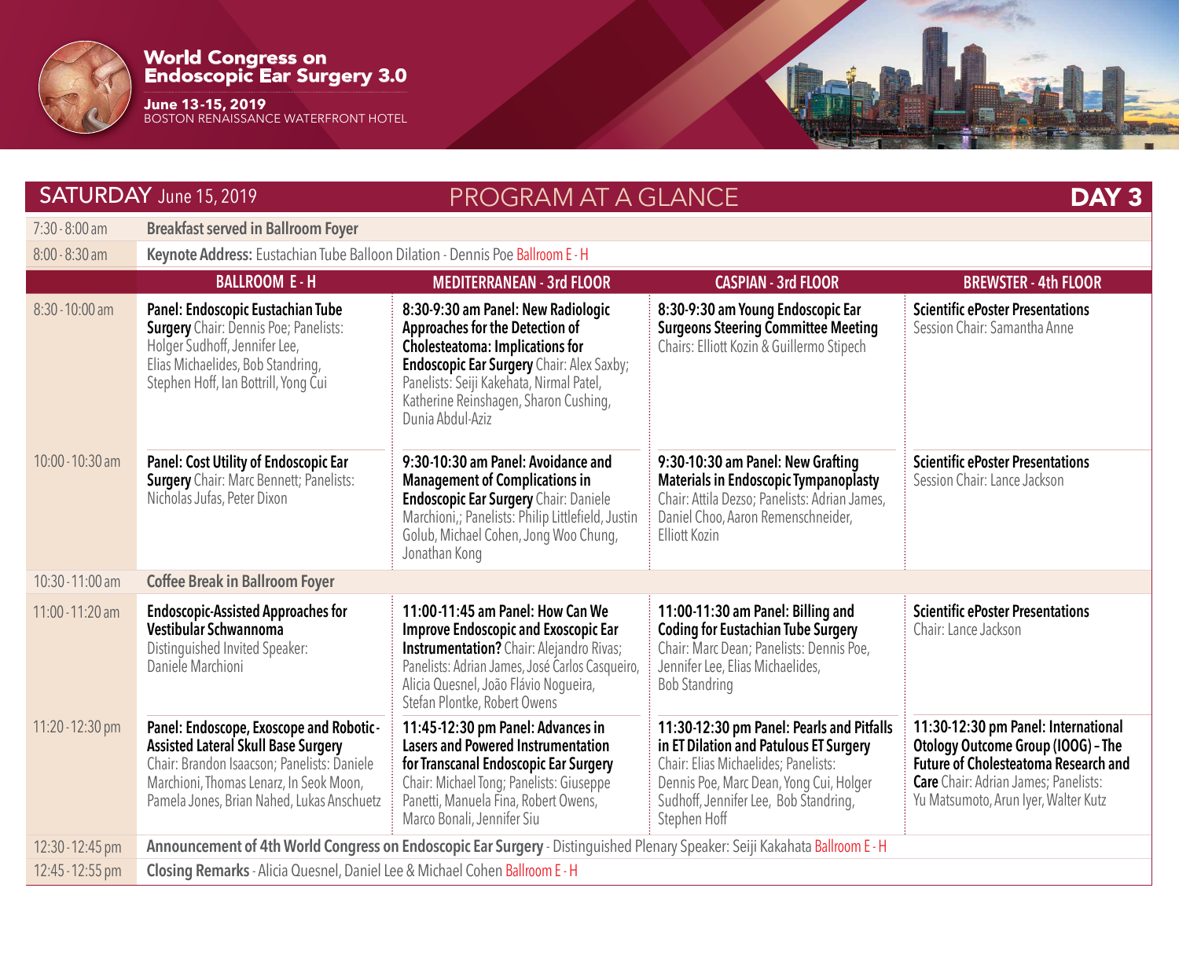# World Congress on Endoscopic Ear Surgery 3.0

**June 13-15, 2019**
BOSTON RENAISSANCE WATERFRONT HOTEL

## SATURDAY June 15, 2019 — PROGRAM AT A GLANCE — DAY 3

| | | | | |
|---|---|---|---|---|
| 7:30 - 8:00 am | **Breakfast served in Ballroom Foyer** | | | |
| 8:00 - 8:30 am | **Keynote Address:** Eustachian Tube Balloon Dilation - Dennis Poe Ballroom E - H | | | |
| | **BALLROOM E - H** | **MEDITERRANEAN - 3rd FLOOR** | **CASPIAN - 3rd FLOOR** | **BREWSTER - 4th FLOOR** |
| 8:30 - 10:00 am | **Panel: Endoscopic Eustachian Tube Surgery** Chair: Dennis Poe; Panelists: Holger Sudhoff, Jennifer Lee, Elias Michaelides, Bob Standring, Stephen Hoff, Ian Bottrill, Yong Cui | **8:30-9:30 am Panel: New Radiologic Approaches for the Detection of Cholesteatoma: Implications for Endoscopic Ear Surgery** Chair: Alex Saxby; Panelists: Seiji Kakehata, Nirmal Patel, Katherine Reinshagen, Sharon Cushing, Dunia Abdul-Aziz | **8:30-9:30 am Young Endoscopic Ear Surgeons Steering Committee Meeting** Chairs: Elliott Kozin & Guillermo Stipech | **Scientific ePoster Presentations** Session Chair: Samantha Anne |
| 10:00 - 10:30 am | **Panel: Cost Utility of Endoscopic Ear Surgery** Chair: Marc Bennett; Panelists: Nicholas Jufas, Peter Dixon | **9:30-10:30 am Panel: Avoidance and Management of Complications in Endoscopic Ear Surgery** Chair: Daniele Marchioni,; Panelists: Philip Littlefield, Justin Golub, Michael Cohen, Jong Woo Chung, Jonathan Kong | **9:30-10:30 am Panel: New Grafting Materials in Endoscopic Tympanoplasty** Chair: Attila Dezso; Panelists: Adrian James, Daniel Choo, Aaron Remenschneider, Elliott Kozin | **Scientific ePoster Presentations** Session Chair: Lance Jackson |
| 10:30 - 11:00 am | **Coffee Break in Ballroom Foyer** | | | |
| 11:00 - 11:20 am | **Endoscopic-Assisted Approaches for Vestibular Schwannoma** Distinguished Invited Speaker: Daniele Marchioni | **11:00-11:45 am Panel: How Can We Improve Endoscopic and Exoscopic Ear Instrumentation?** Chair: Alejandro Rivas; Panelists: Adrian James, José Carlos Casqueiro, Alicia Quesnel, João Flávio Nogueira, Stefan Plontke, Robert Owens | **11:00-11:30 am Panel: Billing and Coding for Eustachian Tube Surgery** Chair: Marc Dean; Panelists: Dennis Poe, Jennifer Lee, Elias Michaelides, Bob Standring | **Scientific ePoster Presentations** Chair: Lance Jackson |
| 11:20 - 12:30 pm | **Panel: Endoscope, Exoscope and Robotic-Assisted Lateral Skull Base Surgery** Chair: Brandon Isaacson; Panelists: Daniele Marchioni, Thomas Lenarz, In Seok Moon, Pamela Jones, Brian Nahed, Lukas Anschuetz | **11:45-12:30 pm Panel: Advances in Lasers and Powered Instrumentation for Transcanal Endoscopic Ear Surgery** Chair: Michael Tong; Panelists: Giuseppe Panetti, Manuela Fina, Robert Owens, Marco Bonali, Jennifer Siu | **11:30-12:30 pm Panel: Pearls and Pitfalls in ET Dilation and Patulous ET Surgery** Chair: Elias Michaelides; Panelists: Dennis Poe, Marc Dean, Yong Cui, Holger Sudhoff, Jennifer Lee, Bob Standring, Stephen Hoff | **11:30-12:30 pm Panel: International Otology Outcome Group (IOOG) – The Future of Cholesteatoma Research and Care** Chair: Adrian James; Panelists: Yu Matsumoto, Arun Iyer, Walter Kutz |
| 12:30 - 12:45 pm | **Announcement of 4th World Congress on Endoscopic Ear Surgery** - Distinguished Plenary Speaker: Seiji Kakahata Ballroom E - H | | | |
| 12:45 - 12:55 pm | **Closing Remarks** - Alicia Quesnel, Daniel Lee & Michael Cohen Ballroom E - H | | | |